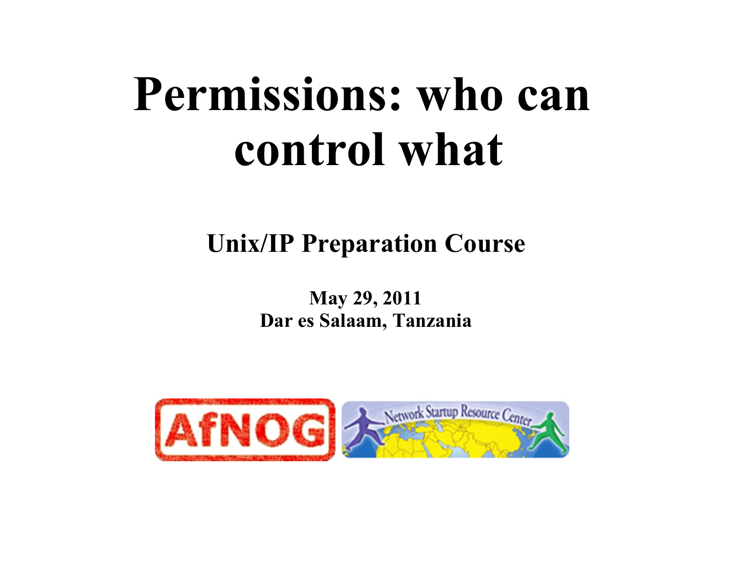# Permissions: who can control what

## Unix/IP Preparation Course

**May 29, 2011**
**Dar es Salaam, Tanzania**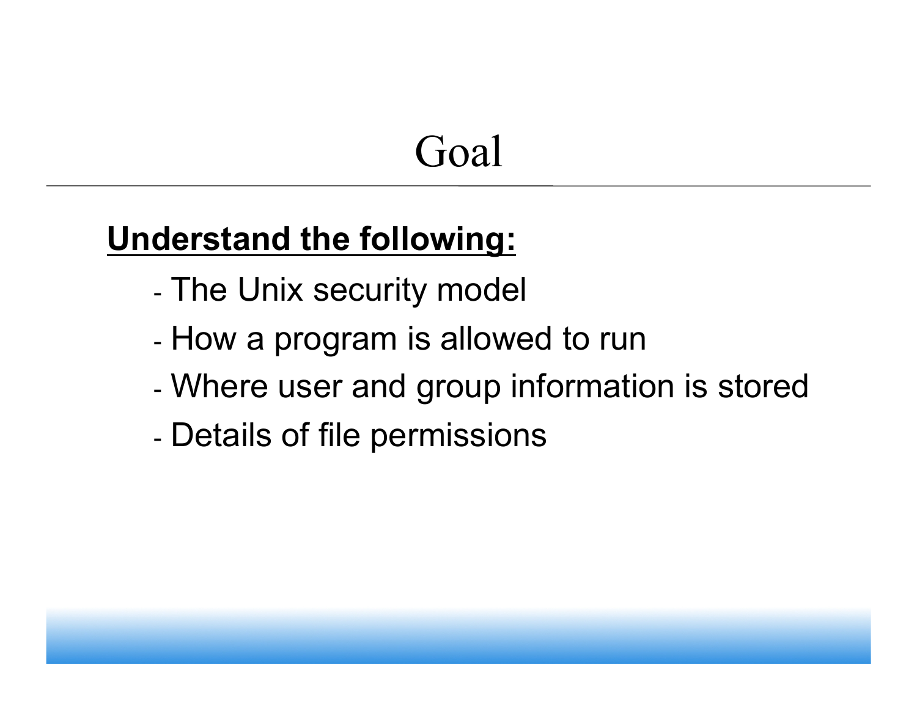# Goal

**Understand the following:**

- The Unix security model
- How a program is allowed to run
- Where user and group information is stored
- Details of file permissions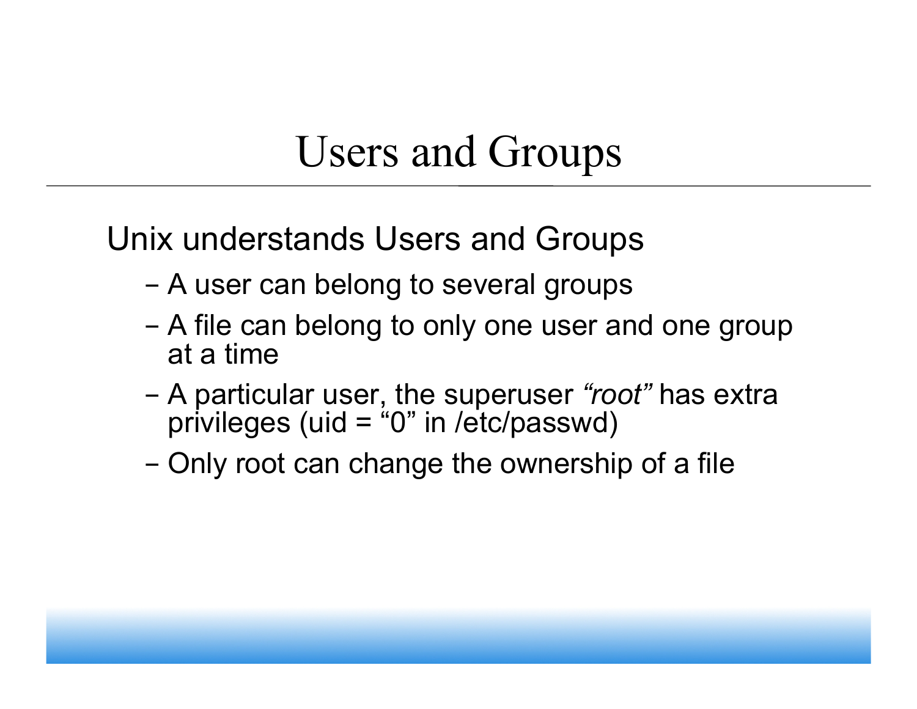# Users and Groups

Unix understands Users and Groups

- A user can belong to several groups
- A file can belong to only one user and one group at a time
- A particular user, the superuser *“root”* has extra privileges (uid = “0” in /etc/passwd)
- Only root can change the ownership of a file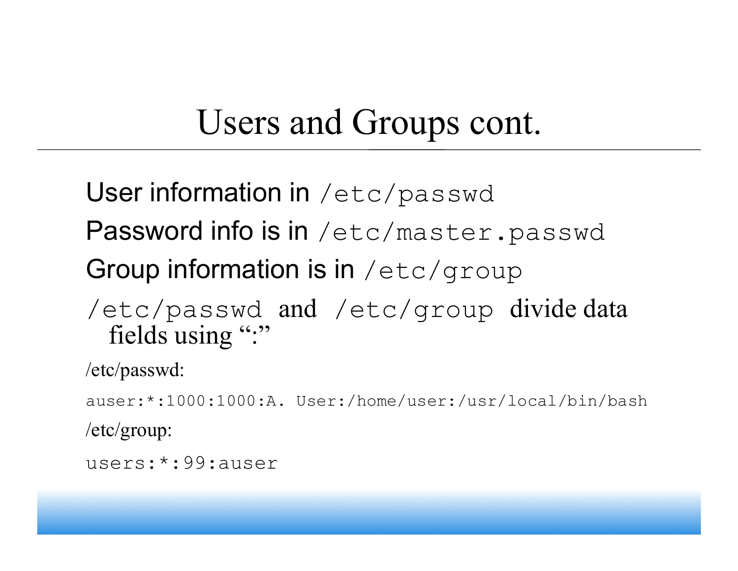# Users and Groups cont.

User information in `/etc/passwd`

Password info is in `/etc/master.passwd`

Group information is in `/etc/group`

`/etc/passwd` and `/etc/group` divide data fields using ":"

/etc/passwd:

```
auser:*:1000:1000:A. User:/home/user:/usr/local/bin/bash
```

/etc/group:

```
users:*:99:auser
```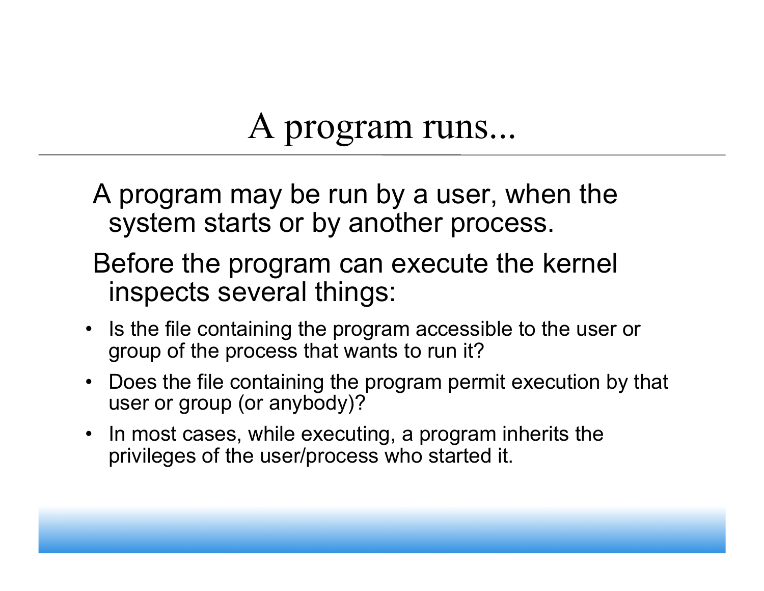# A program runs...

A program may be run by a user, when the system starts or by another process.

Before the program can execute the kernel inspects several things:

- Is the file containing the program accessible to the user or group of the process that wants to run it?
- Does the file containing the program permit execution by that user or group (or anybody)?
- In most cases, while executing, a program inherits the privileges of the user/process who started it.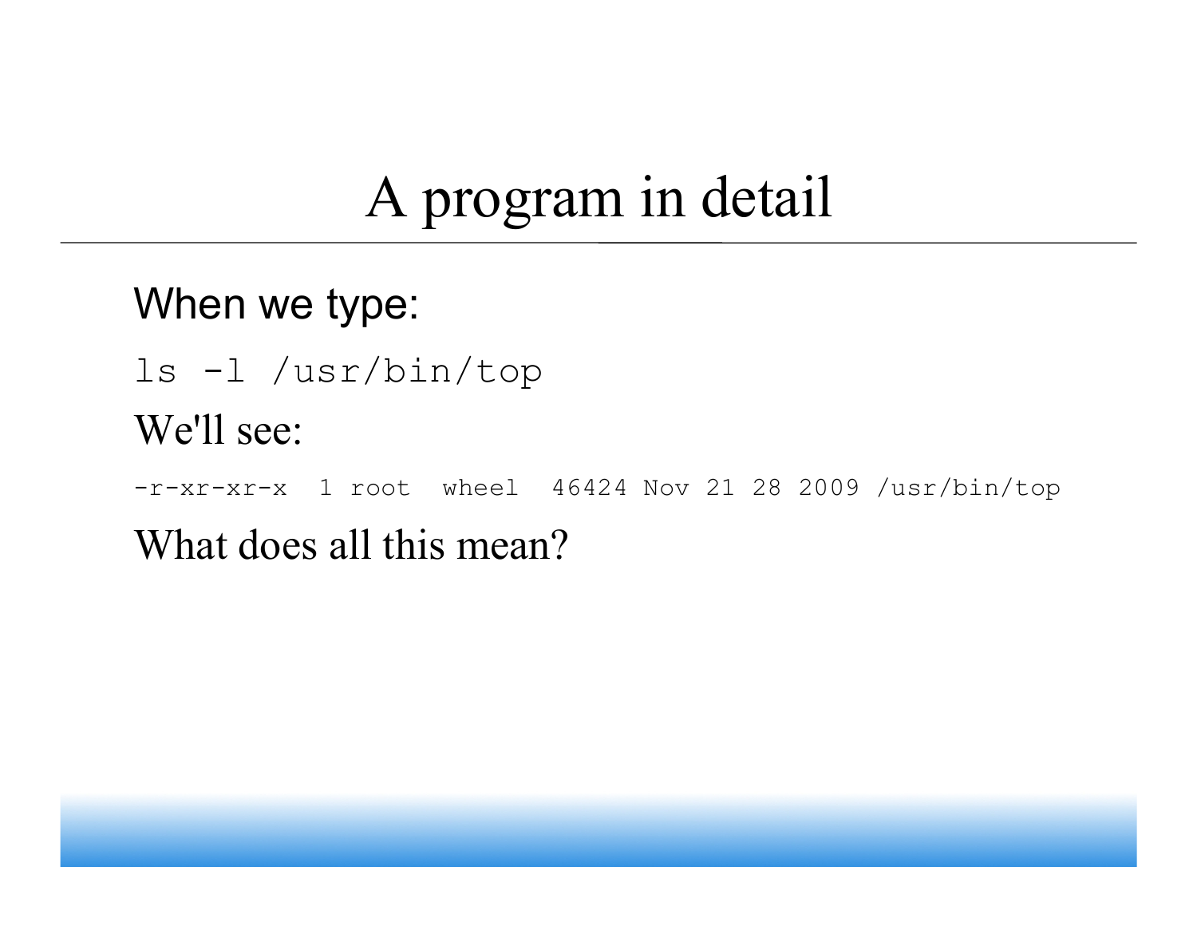# A program in detail

When we type:

```
ls -l /usr/bin/top
```

We'll see:

```
-r-xr-xr-x  1 root  wheel  46424 Nov 21 28 2009 /usr/bin/top
```

What does all this mean?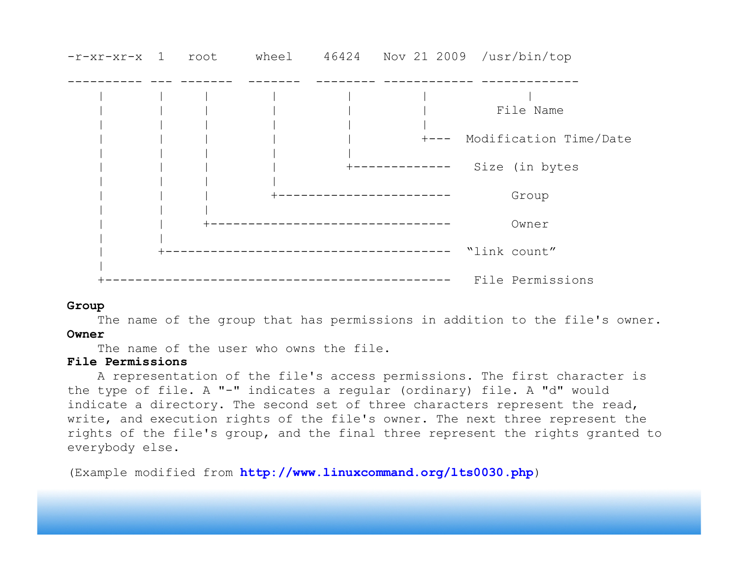```
-r-xr-xr-x  1   root     wheel    46424   Nov 21 2009  /usr/bin/top

---------- --- -------  -------  -------- ------------ -------------
    |       |     |        |         |         |             |
    |       |     |        |         |         |        File Name
    |       |     |        |         |         |
    |       |     |        |         |         +---  Modification Time/Date
    |       |     |        |         |
    |       |     |        |         +-------------   Size (in bytes
    |       |     |        |
    |       |     |        +----------------------       Group
    |       |     |
    |       |     +--------------------------------       Owner
    |       |
    |       +--------------------------------------  “link count”
    |
    +---------------------------------------------   File Permissions
```

**Group**
The name of the group that has permissions in addition to the file's owner.

**Owner**
The name of the user who owns the file.

**File Permissions**
A representation of the file's access permissions. The first character is the type of file. A "-" indicates a regular (ordinary) file. A "d" would indicate a directory. The second set of three characters represent the read, write, and execution rights of the file's owner. The next three represent the rights of the file's group, and the final three represent the rights granted to everybody else.

(Example modified from **http://www.linuxcommand.org/lts0030.php**)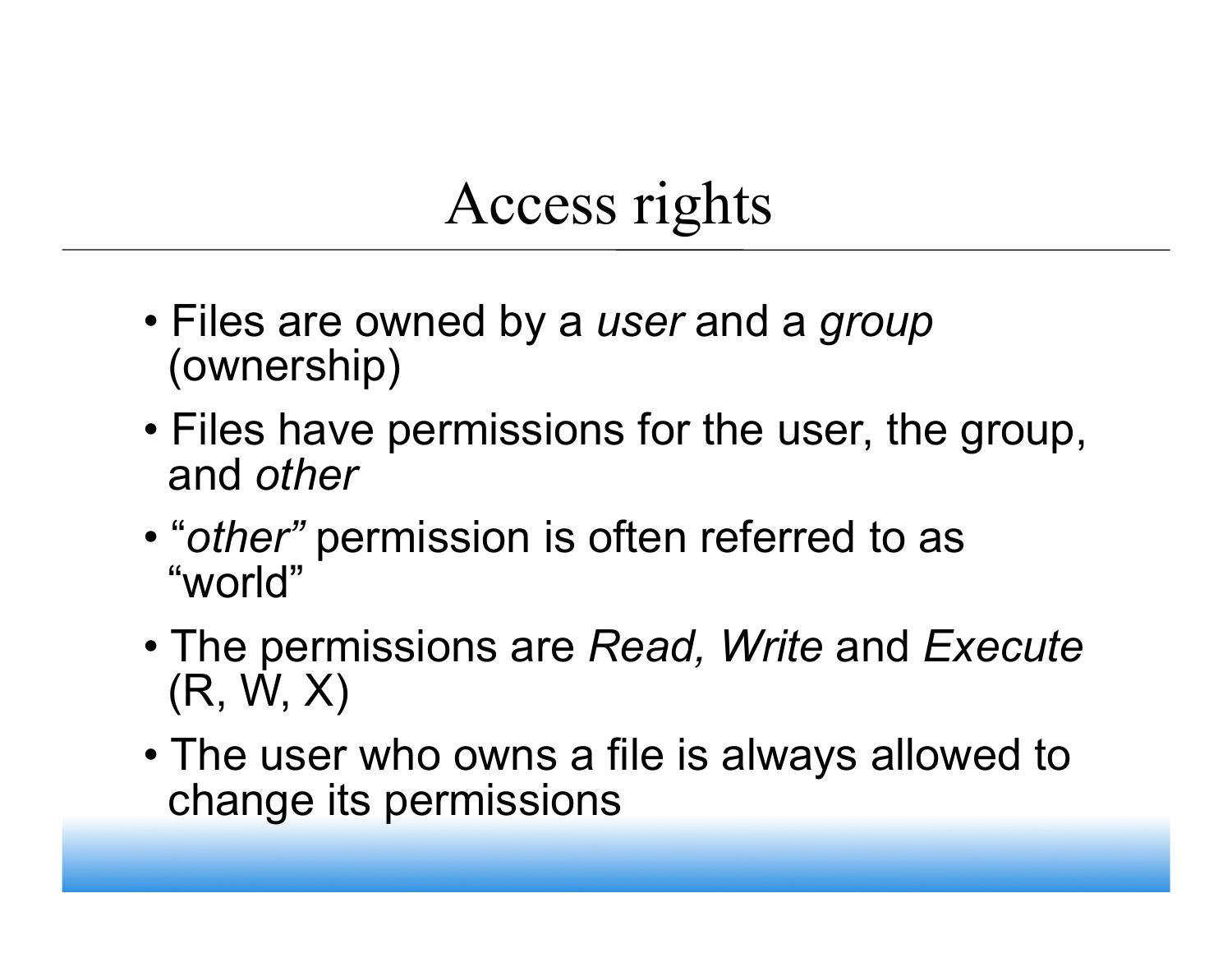# Access rights

- Files are owned by a *user* and a *group* (ownership)
- Files have permissions for the user, the group, and *other*
- "*other*" permission is often referred to as "world"
- The permissions are *Read, Write* and *Execute* (R, W, X)
- The user who owns a file is always allowed to change its permissions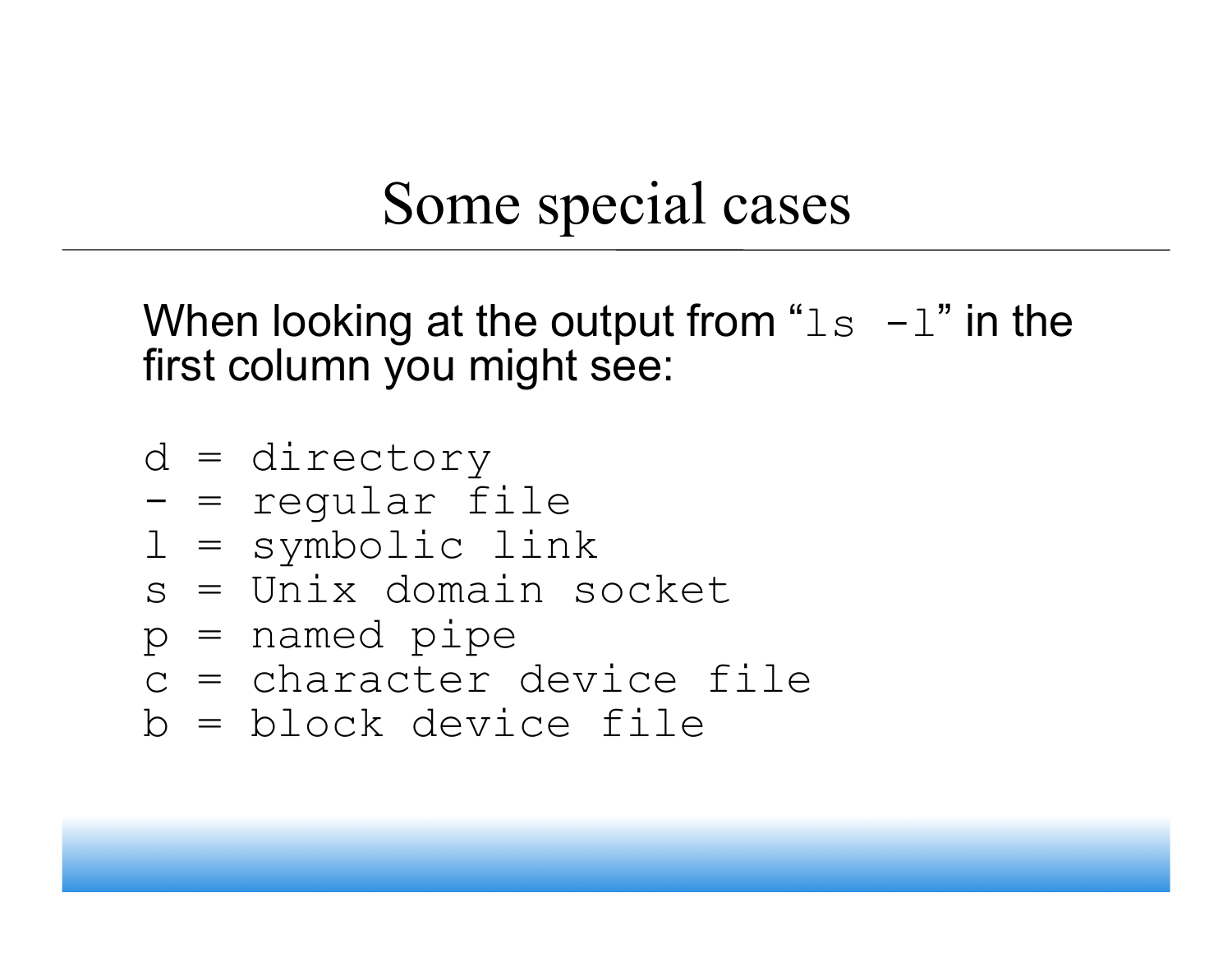# Some special cases

When looking at the output from "`ls -l`" in the first column you might see:

```
d = directory
- = regular file
l = symbolic link
s = Unix domain socket
p = named pipe
c = character device file
b = block device file
```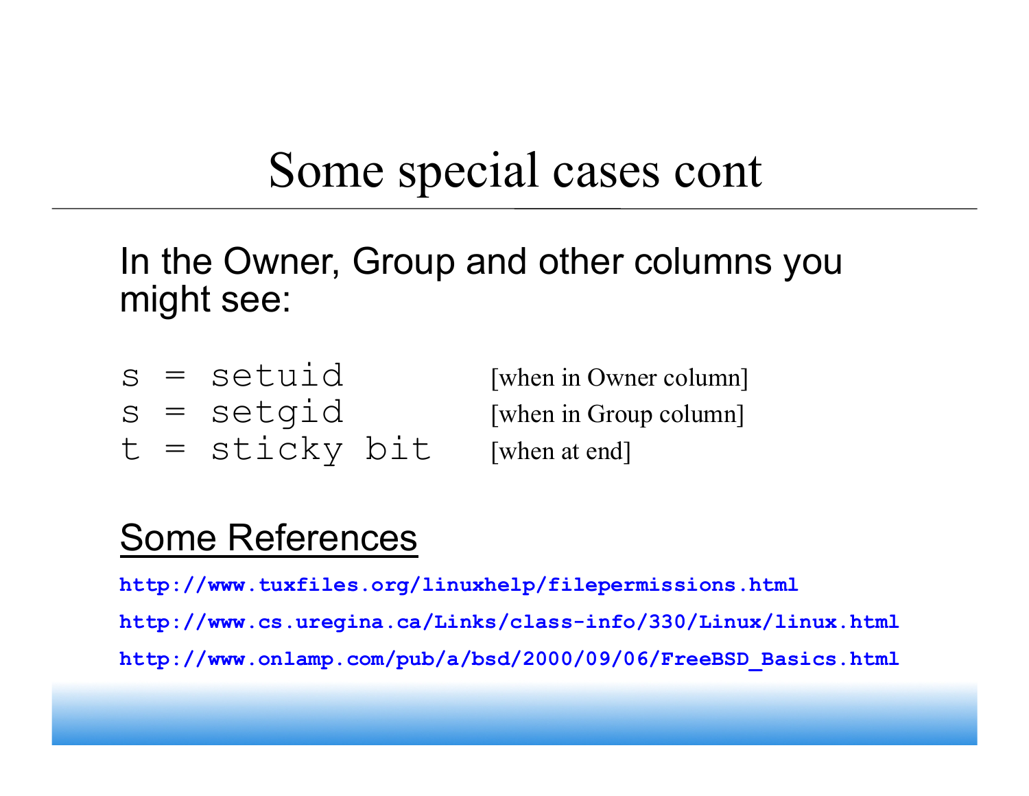# Some special cases cont

In the Owner, Group and other columns you might see:

```
s = setuid        [when in Owner column]
s = setgid        [when in Group column]
t = sticky bit    [when at end]
```

## Some References

**http://www.tuxfiles.org/linuxhelp/filepermissions.html**

**http://www.cs.uregina.ca/Links/class-info/330/Linux/linux.html**

**http://www.onlamp.com/pub/a/bsd/2000/09/06/FreeBSD_Basics.html**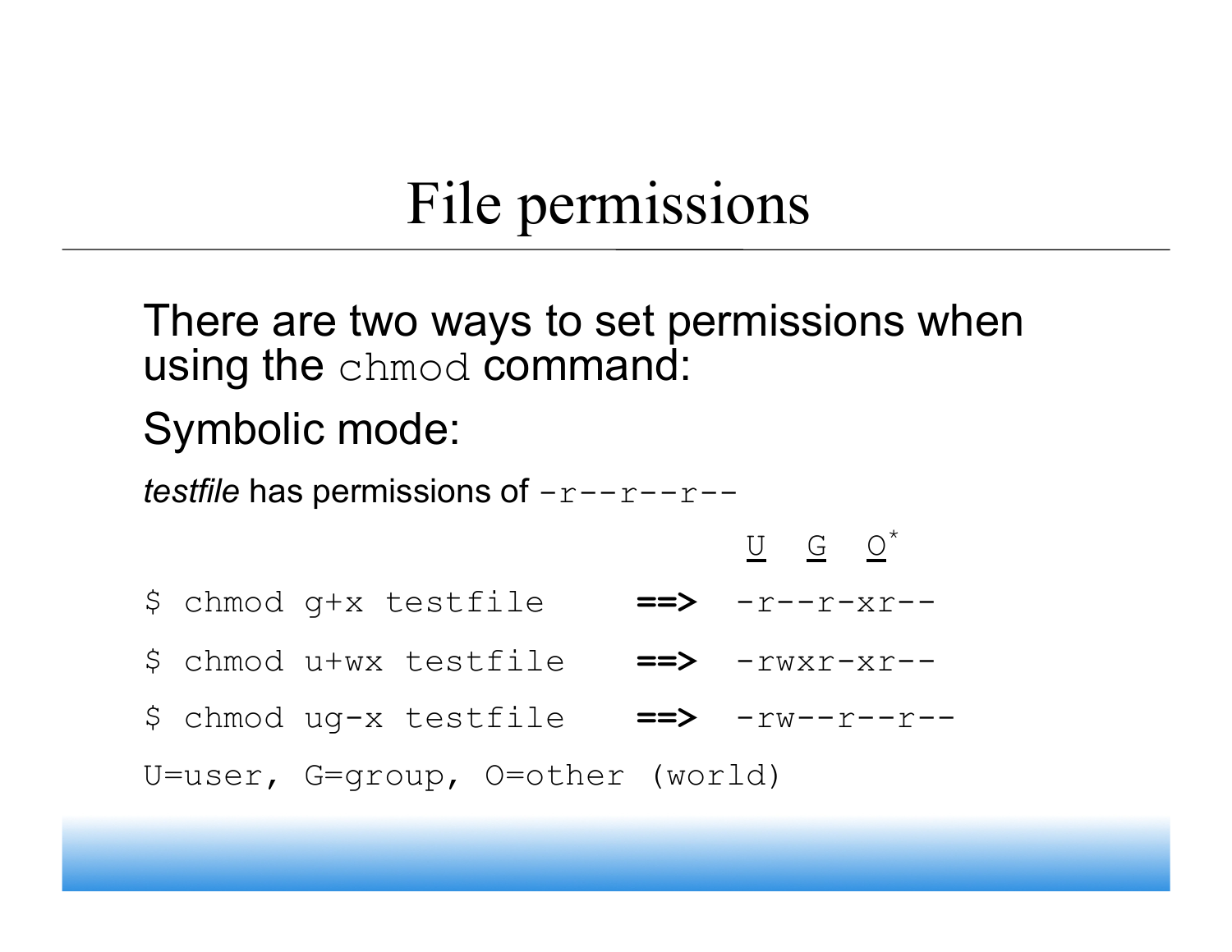# File permissions

There are two ways to set permissions when using the `chmod` command:

Symbolic mode:

*testfile* has permissions of `-r--r--r--`

```
                                   U  G  O*
$ chmod g+x testfile     ==>  -r--r-xr--
$ chmod u+wx testfile    ==>  -rwxr-xr--
$ chmod ug-x testfile    ==>  -rw--r--r--
U=user, G=group, O=other (world)
```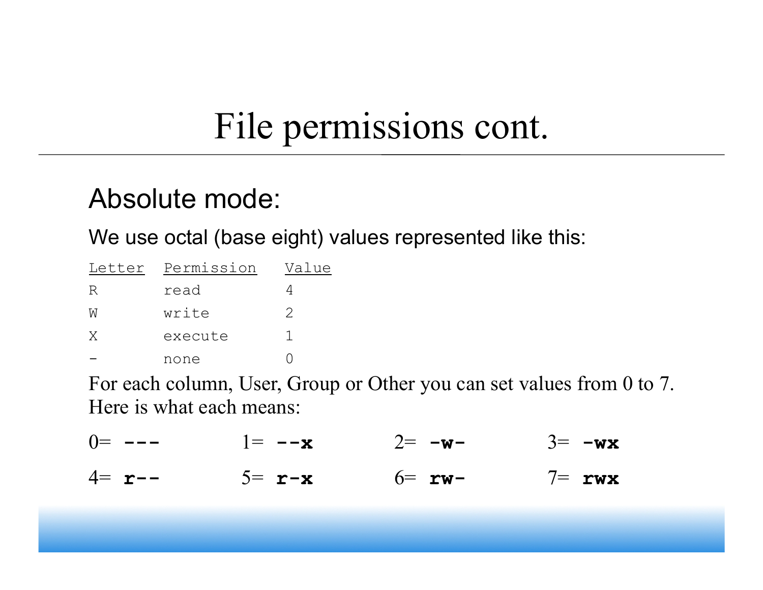# File permissions cont.

## Absolute mode:

We use octal (base eight) values represented like this:

| Letter | Permission | Value |
|---|---|---|
| R | read | 4 |
| W | write | 2 |
| X | execute | 1 |
| - | none | 0 |

For each column, User, Group or Other you can set values from 0 to 7. Here is what each means:

| | | | |
|---|---|---|---|
| 0= **---** | 1= **--x** | 2= **-w-** | 3= **-wx** |
| 4= **r--** | 5= **r-x** | 6= **rw-** | 7= **rwx** |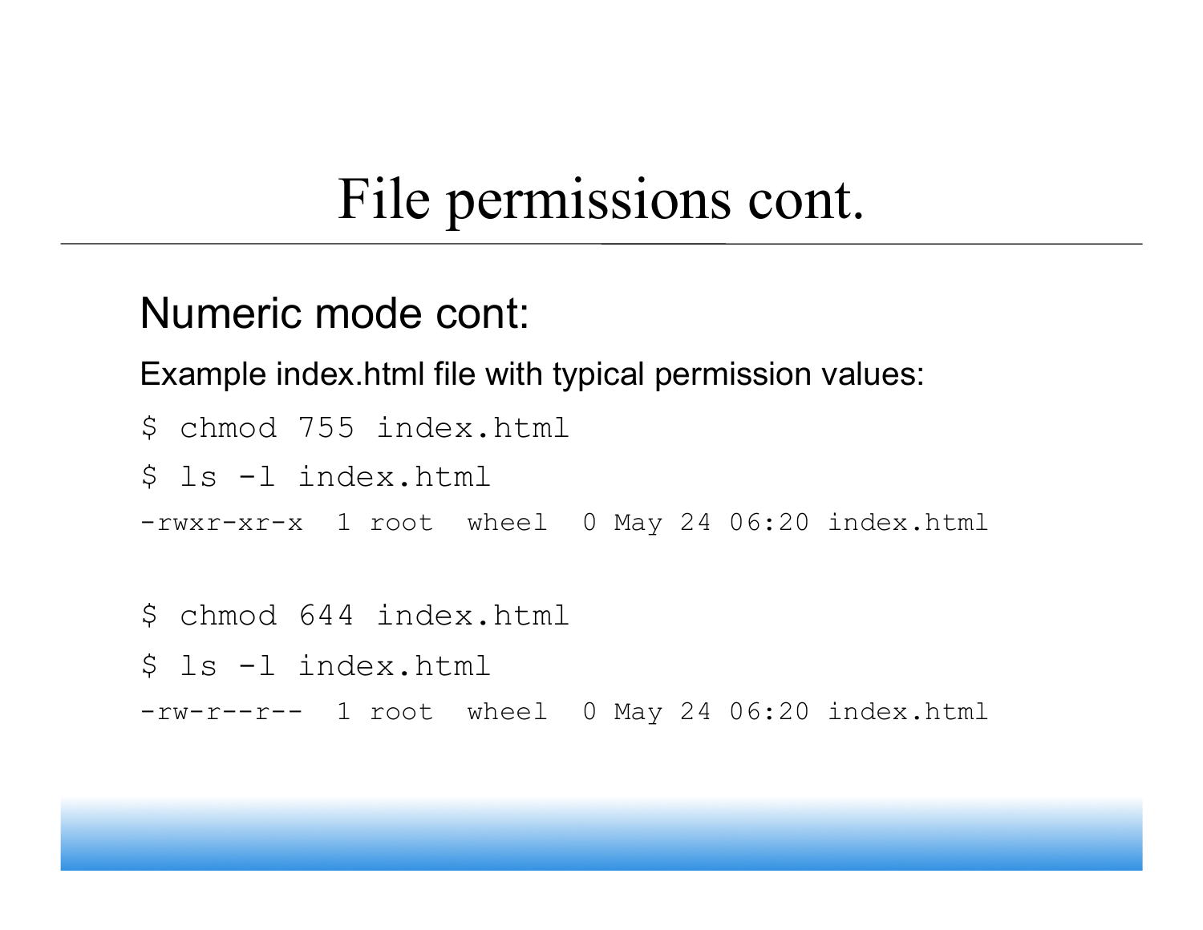# File permissions cont.

## Numeric mode cont:

Example index.html file with typical permission values:

```
$ chmod 755 index.html
$ ls -l index.html
-rwxr-xr-x  1 root  wheel  0 May 24 06:20 index.html

$ chmod 644 index.html
$ ls -l index.html
-rw-r--r--  1 root  wheel  0 May 24 06:20 index.html
```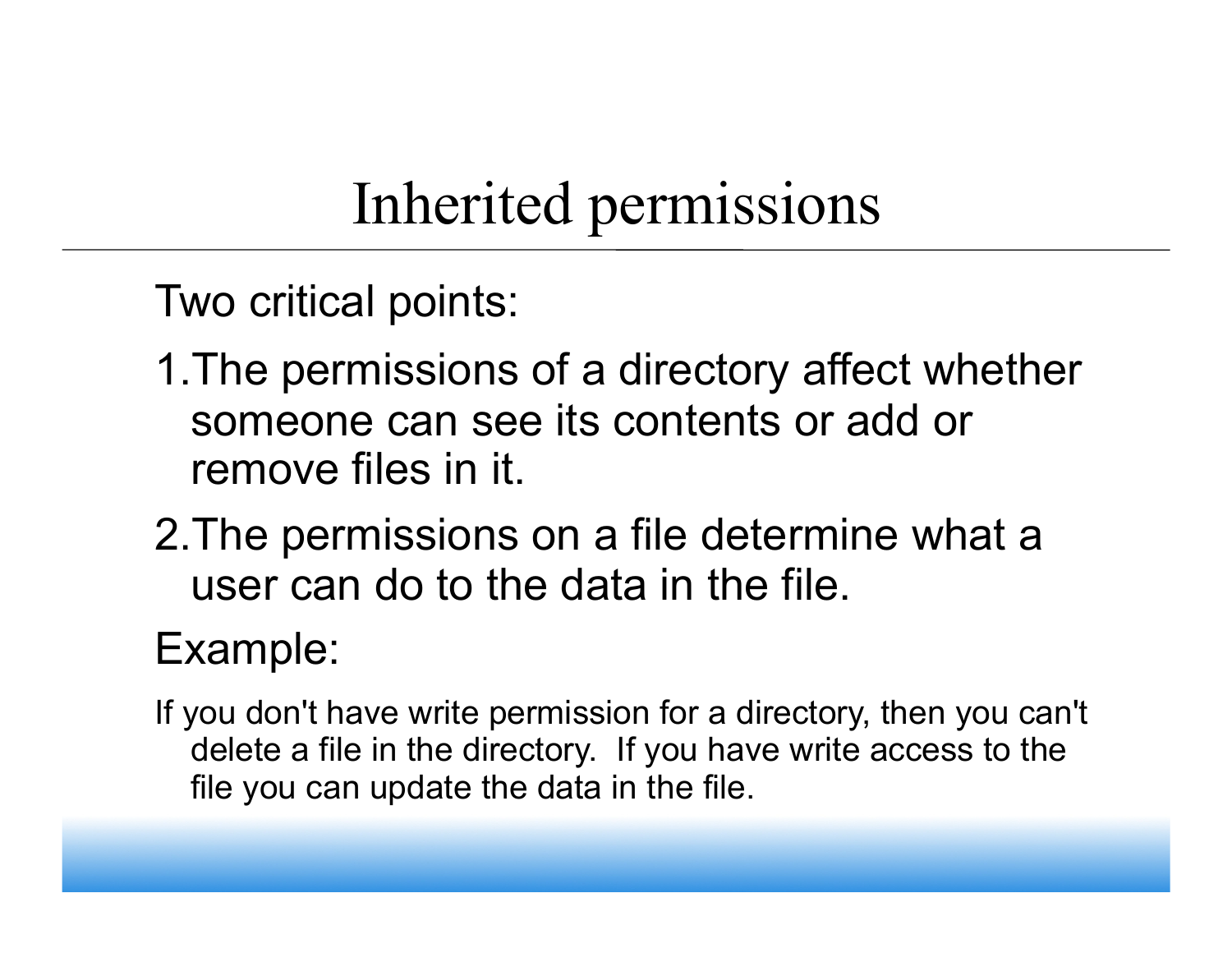# Inherited permissions

Two critical points:

1. The permissions of a directory affect whether someone can see its contents or add or remove files in it.
2. The permissions on a file determine what a user can do to the data in the file.

Example:

If you don't have write permission for a directory, then you can't delete a file in the directory. If you have write access to the file you can update the data in the file.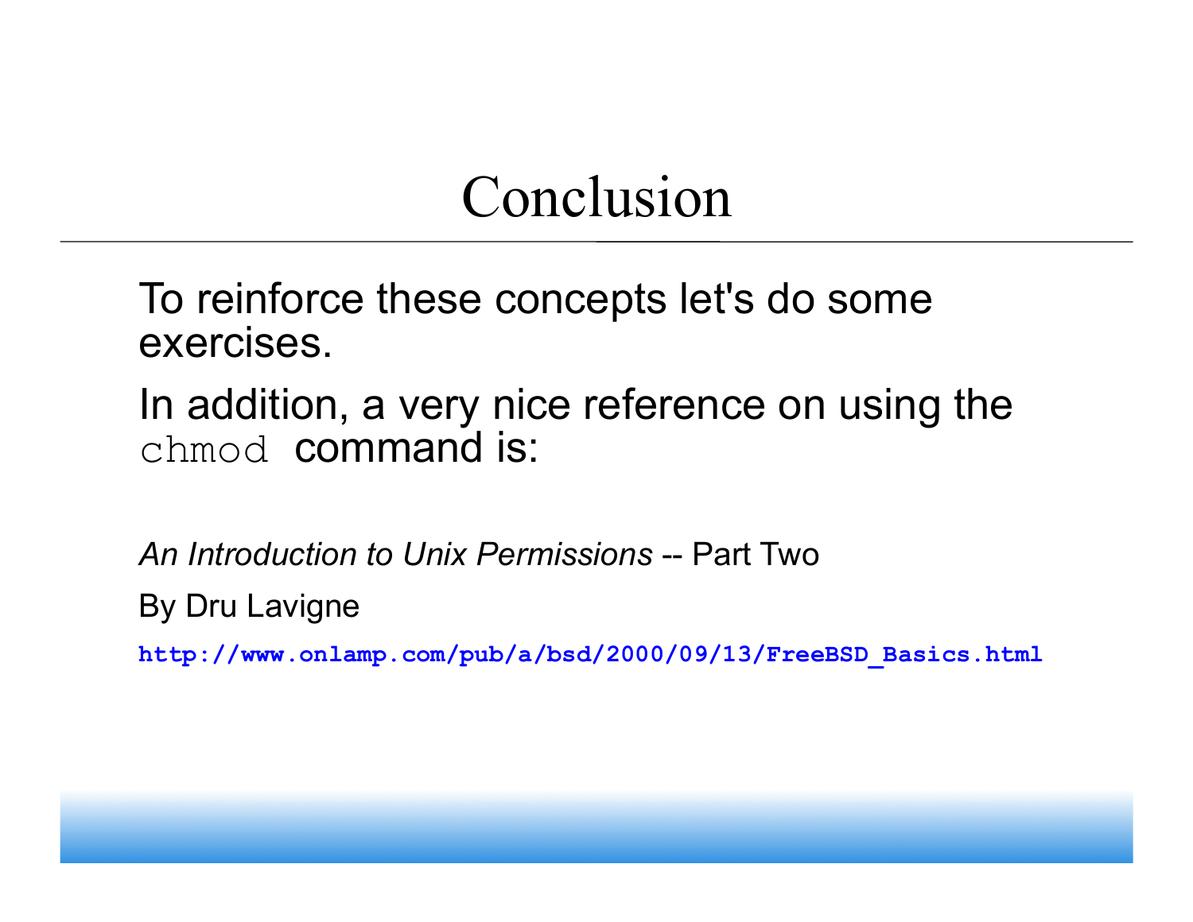# Conclusion

To reinforce these concepts let's do some exercises.

In addition, a very nice reference on using the `chmod` command is:

*An Introduction to Unix Permissions* -- Part Two

By Dru Lavigne

**http://www.onlamp.com/pub/a/bsd/2000/09/13/FreeBSD_Basics.html**